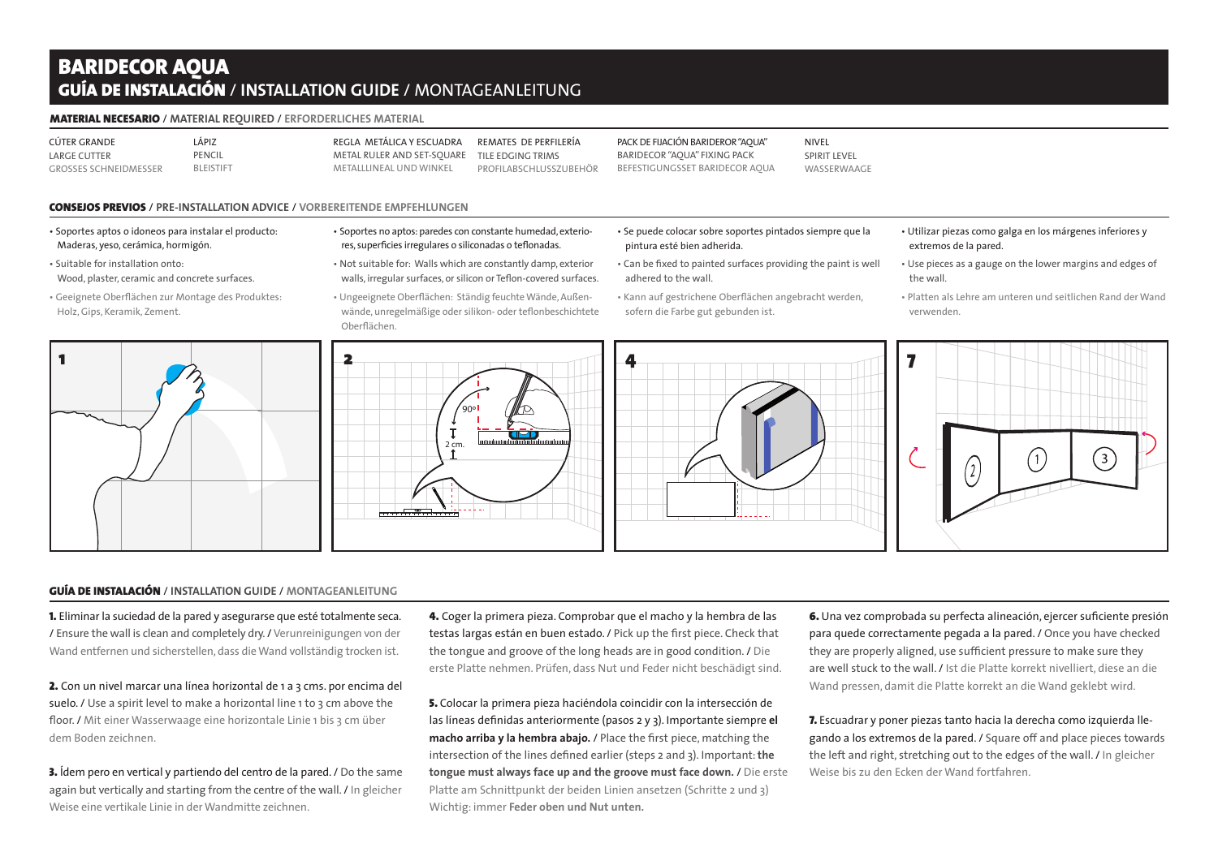# BARIDECOR AQUA

## GUÍA DE INSTALACIÓN / INSTALLATION GUIDE / MONTAGEANLEITUNG

### MATERIAL NECESARIO / MATERIAL REQUIRED / ERFORDERLICHES MATERIAL

| | | | | | |
|---|---|---|---|---|---|
| CÚTER GRANDE<br>LARGE CUTTER<br>GROSSES SCHNEIDMESSER | LÁPIZ<br>PENCIL<br>BLEISTIFT | REGLA METÁLICA Y ESCUADRA<br>METAL RULER AND SET-SQUARE<br>METALLLINEAL UND WINKEL | REMATES DE PERFILERÍA<br>TILE EDGING TRIMS<br>PROFILABSCHLUSSZUBEHÖR | PACK DE FIJACIÓN BARIDEROR "AQUA"<br>BARIDECOR "AQUA" FIXING PACK<br>BEFESTIGUNGSSET BARIDECOR AQUA | NIVEL<br>SPIRIT LEVEL<br>WASSERWAAGE |

### CONSEJOS PREVIOS / PRE-INSTALLATION ADVICE / VORBEREITENDE EMPFEHLUNGEN

- Soportes aptos o idoneos para instalar el producto: Maderas, yeso, cerámica, hormigón.
- Suitable for installation onto: Wood, plaster, ceramic and concrete surfaces.
- Geeignete Oberflächen zur Montage des Produktes: Holz, Gips, Keramik, Zement.

- Soportes no aptos: paredes con constante humedad, exteriores, superficies irregulares o siliconadas o teflonadas.
- Not suitable for: Walls which are constantly damp, exterior walls, irregular surfaces, or silicon or Teflon-covered surfaces.
- Ungeeignete Oberflächen: Ständig feuchte Wände, Außenwände, unregelmäßige oder silikon- oder teflonbeschichtete Oberflächen.

- Se puede colocar sobre soportes pintados siempre que la pintura esté bien adherida.
- Can be fixed to painted surfaces providing the paint is well adhered to the wall.
- Kann auf gestrichene Oberflächen angebracht werden, sofern die Farbe gut gebunden ist.

- Utilizar piezas como galga en los márgenes inferiores y extremos de la pared.
- Use pieces as a gauge on the lower margins and edges of the wall.
- Platten als Lehre am unteren und seitlichen Rand der Wand verwenden.

1

2

90°

2 cm.

4

7

2 1 3

### GUÍA DE INSTALACIÓN / INSTALLATION GUIDE / MONTAGEANLEITUNG

**1.** Eliminar la suciedad de la pared y asegurarse que esté totalmente seca. / Ensure the wall is clean and completely dry. / Verunreinigungen von der Wand entfernen und sicherstellen, dass die Wand vollständig trocken ist.

**2.** Con un nivel marcar una línea horizontal de 1 a 3 cms. por encima del suelo. / Use a spirit level to make a horizontal line 1 to 3 cm above the floor. / Mit einer Wasserwaage eine horizontale Linie 1 bis 3 cm über dem Boden zeichnen.

**3.** Ídem pero en vertical y partiendo del centro de la pared. / Do the same again but vertically and starting from the centre of the wall. / In gleicher Weise eine vertikale Linie in der Wandmitte zeichnen.

**4.** Coger la primera pieza. Comprobar que el macho y la hembra de las testas largas están en buen estado. / Pick up the first piece. Check that the tongue and groove of the long heads are in good condition. / Die erste Platte nehmen. Prüfen, dass Nut und Feder nicht beschädigt sind.

**5.** Colocar la primera pieza haciéndola coincidir con la intersección de las líneas definidas anteriormente (pasos 2 y 3). Importante siempre **el macho arriba y la hembra abajo.** / Place the first piece, matching the intersection of the lines defined earlier (steps 2 and 3). Important: **the tongue must always face up and the groove must face down.** / Die erste Platte am Schnittpunkt der beiden Linien ansetzen (Schritte 2 und 3) Wichtig: immer **Feder oben und Nut unten.**

**6.** Una vez comprobada su perfecta alineación, ejercer suficiente presión para quede correctamente pegada a la pared. / Once you have checked they are properly aligned, use sufficient pressure to make sure they are well stuck to the wall. / Ist die Platte korrekt nivelliert, diese an die Wand pressen, damit die Platte korrekt an die Wand geklebt wird.

**7.** Escuadrar y poner piezas tanto hacia la derecha como izquierda llegando a los extremos de la pared. / Square off and place pieces towards the left and right, stretching out to the edges of the wall. / In gleicher Weise bis zu den Ecken der Wand fortfahren.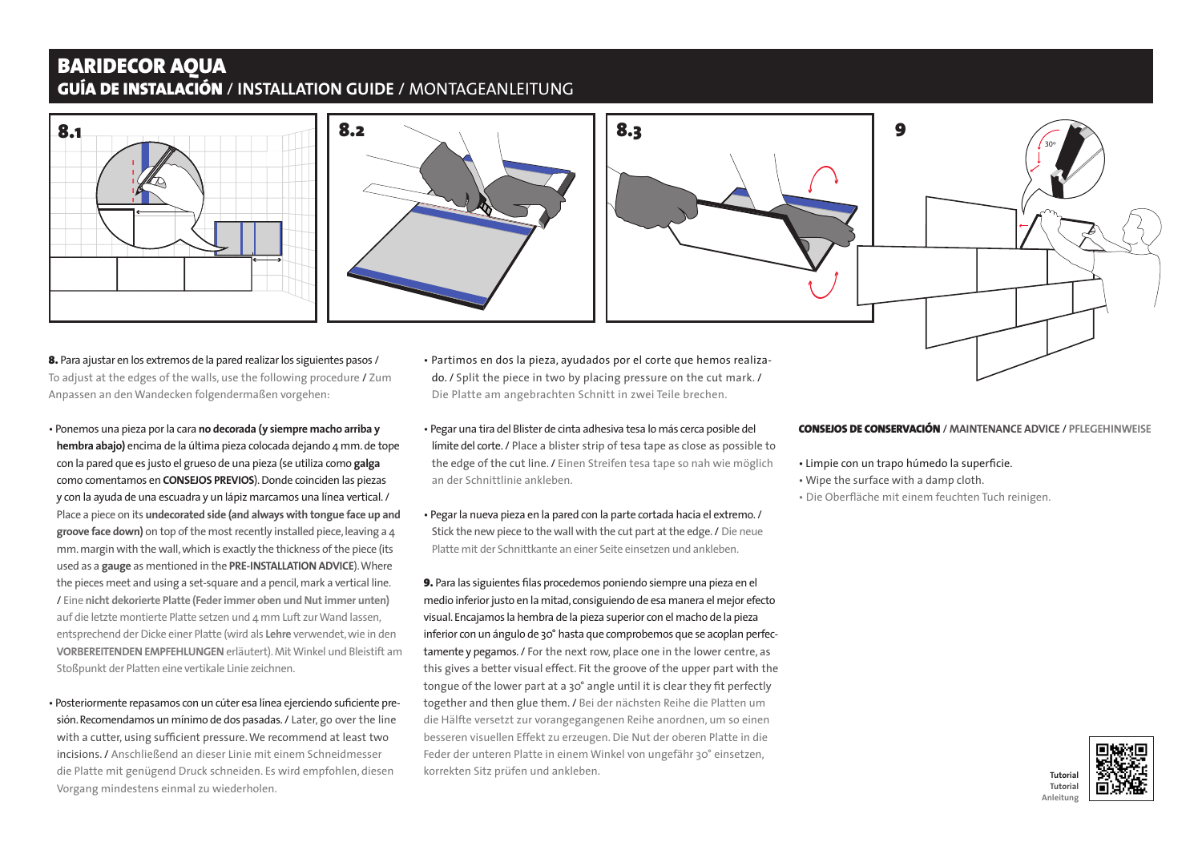# BARIDECOR AQUA

## GUÍA DE INSTALACIÓN / INSTALLATION GUIDE / MONTAGEANLEITUNG

8.1

8.2

8.3

9

30°

**8.** Para ajustar en los extremos de la pared realizar los siguientes pasos / To adjust at the edges of the walls, use the following procedure / Zum Anpassen an den Wandecken folgendermaßen vorgehen:

- Ponemos una pieza por la cara **no decorada (y siempre macho arriba y hembra abajo)** encima de la última pieza colocada dejando 4 mm. de tope con la pared que es justo el grueso de una pieza (se utiliza como **galga** como comentamos en **CONSEJOS PREVIOS**). Donde coinciden las piezas y con la ayuda de una escuadra y un lápiz marcamos una línea vertical. / Place a piece on its **undecorated side (and always with tongue face up and groove face down)** on top of the most recently installed piece, leaving a 4 mm. margin with the wall, which is exactly the thickness of the piece (its used as a **gauge** as mentioned in the **PRE-INSTALLATION ADVICE**). Where the pieces meet and using a set-square and a pencil, mark a vertical line. / Eine **nicht dekorierte Platte (Feder immer oben und Nut immer unten)** auf die letzte montierte Platte setzen und 4 mm Luft zur Wand lassen, entsprechend der Dicke einer Platte (wird als **Lehre** verwendet, wie in den **VORBEREITENDEN EMPFEHLUNGEN** erläutert). Mit Winkel und Bleistift am Stoßpunkt der Platten eine vertikale Linie zeichnen.

- Posteriormente repasamos con un cúter esa línea ejerciendo suficiente presión. Recomendamos un mínimo de dos pasadas. / Later, go over the line with a cutter, using sufficient pressure. We recommend at least two incisions. / Anschließend an dieser Linie mit einem Schneidmesser die Platte mit genügend Druck schneiden. Es wird empfohlen, diesen Vorgang mindestens einmal zu wiederholen.

- Partimos en dos la pieza, ayudados por el corte que hemos realizado. / Split the piece in two by placing pressure on the cut mark. / Die Platte am angebrachten Schnitt in zwei Teile brechen.

- Pegar una tira del Blister de cinta adhesiva tesa lo más cerca posible del límite del corte. / Place a blister strip of tesa tape as close as possible to the edge of the cut line. / Einen Streifen tesa tape so nah wie möglich an der Schnittlinie ankleben.

- Pegar la nueva pieza en la pared con la parte cortada hacia el extremo. / Stick the new piece to the wall with the cut part at the edge. / Die neue Platte mit der Schnittkante an einer Seite einsetzen und ankleben.

**9.** Para las siguientes filas procedemos poniendo siempre una pieza en el medio inferior justo en la mitad, consiguiendo de esa manera el mejor efecto visual. Encajamos la hembra de la pieza superior con el macho de la pieza inferior con un ángulo de 30° hasta que comprobemos que se acoplan perfectamente y pegamos. / For the next row, place one in the lower centre, as this gives a better visual effect. Fit the groove of the upper part with the tongue of the lower part at a 30° angle until it is clear they fit perfectly together and then glue them. / Bei der nächsten Reihe die Platten um die Hälfte versetzt zur vorangegangenen Reihe anordnen, um so einen besseren visuellen Effekt zu erzeugen. Die Nut der oberen Platte in die Feder der unteren Platte in einem Winkel von ungefähr 30° einsetzen, korrekten Sitz prüfen und ankleben.

**CONSEJOS DE CONSERVACIÓN / MAINTENANCE ADVICE / PFLEGEHINWEISE**

- Limpie con un trapo húmedo la superficie.
- Wipe the surface with a damp cloth.
- Die Oberfläche mit einem feuchten Tuch reinigen.

Tutorial
Tutorial
Anleitung